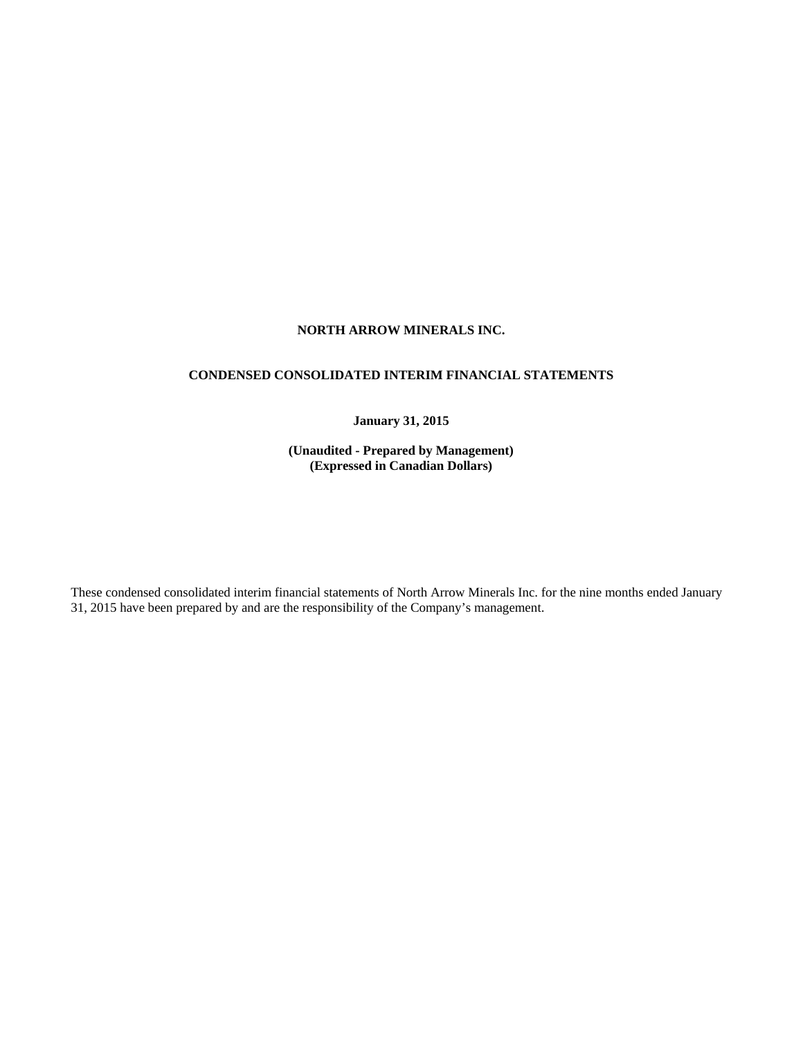# NORTH ARROW MINERALS INC.

## CONDENSED CONSOLIDATED INTERIM FINANCIAL STATEMENTS

**January 31, 2015**

**(Unaudited - Prepared by Management)**
**(Expressed in Canadian Dollars)**

These condensed consolidated interim financial statements of North Arrow Minerals Inc. for the nine months ended January 31, 2015 have been prepared by and are the responsibility of the Company's management.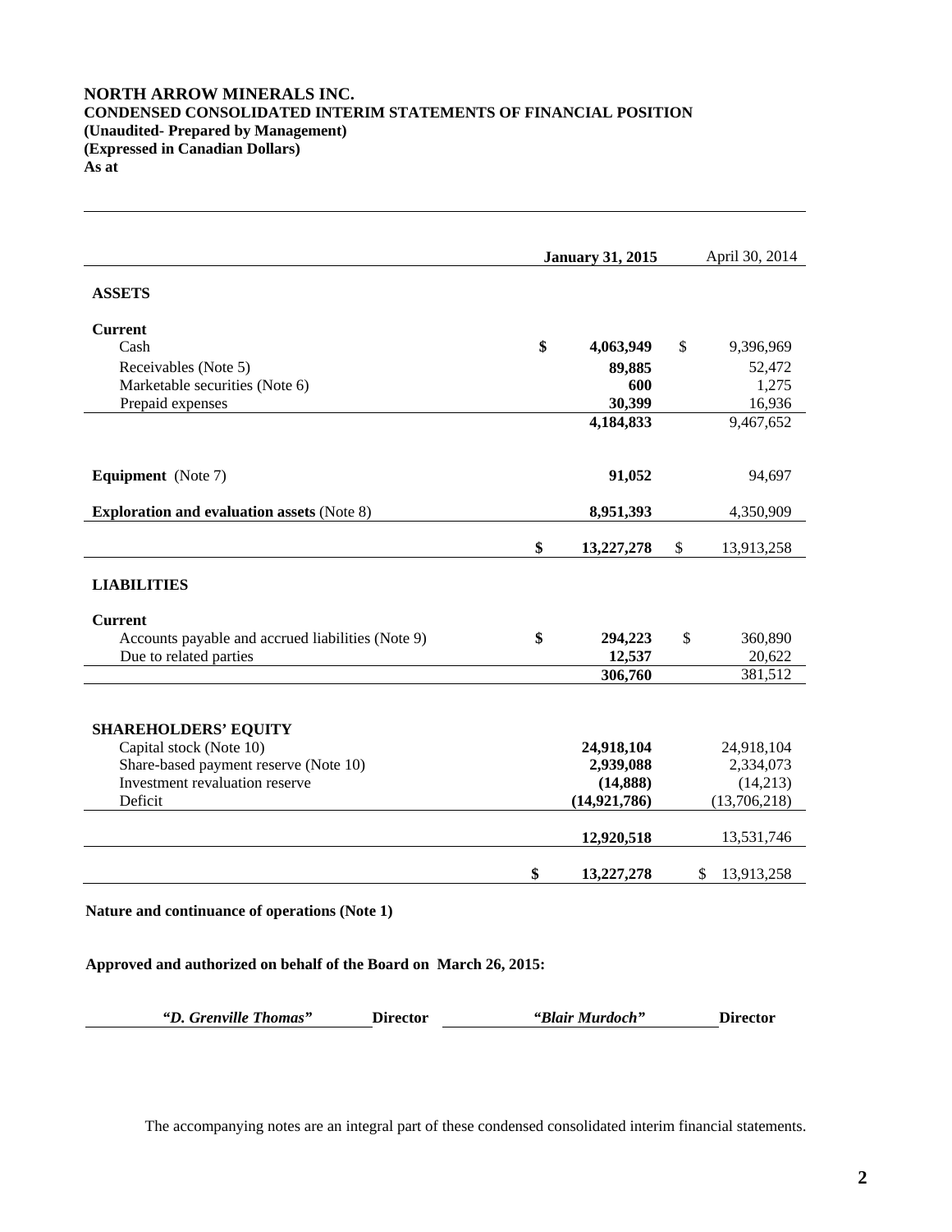# NORTH ARROW MINERALS INC.
## CONDENSED CONSOLIDATED INTERIM STATEMENTS OF FINANCIAL POSITION
**(Unaudited- Prepared by Management)**
**(Expressed in Canadian Dollars)**
**As at**

| | January 31, 2015 | April 30, 2014 |
|---|---|---|
| **ASSETS** | | |
| **Current** | | |
| Cash | $ 4,063,949 | $ 9,396,969 |
| Receivables (Note 5) | 89,885 | 52,472 |
| Marketable securities (Note 6) | 600 | 1,275 |
| Prepaid expenses | 30,399 | 16,936 |
| | 4,184,833 | 9,467,652 |
| **Equipment** (Note 7) | 91,052 | 94,697 |
| **Exploration and evaluation assets** (Note 8) | 8,951,393 | 4,350,909 |
| | $ 13,227,278 | $ 13,913,258 |
| **LIABILITIES** | | |
| **Current** | | |
| Accounts payable and accrued liabilities (Note 9) | $ 294,223 | $ 360,890 |
| Due to related parties | 12,537 | 20,622 |
| | 306,760 | 381,512 |
| **SHAREHOLDERS' EQUITY** | | |
| Capital stock (Note 10) | 24,918,104 | 24,918,104 |
| Share-based payment reserve (Note 10) | 2,939,088 | 2,334,073 |
| Investment revaluation reserve | (14,888) | (14,213) |
| Deficit | (14,921,786) | (13,706,218) |
| | 12,920,518 | 13,531,746 |
| | $ 13,227,278 | $ 13,913,258 |

**Nature and continuance of operations (Note 1)**

**Approved and authorized on behalf of the Board on March 26, 2015:**

*"D. Grenville Thomas"* **Director** *"Blair Murdoch"* **Director**

The accompanying notes are an integral part of these condensed consolidated interim financial statements.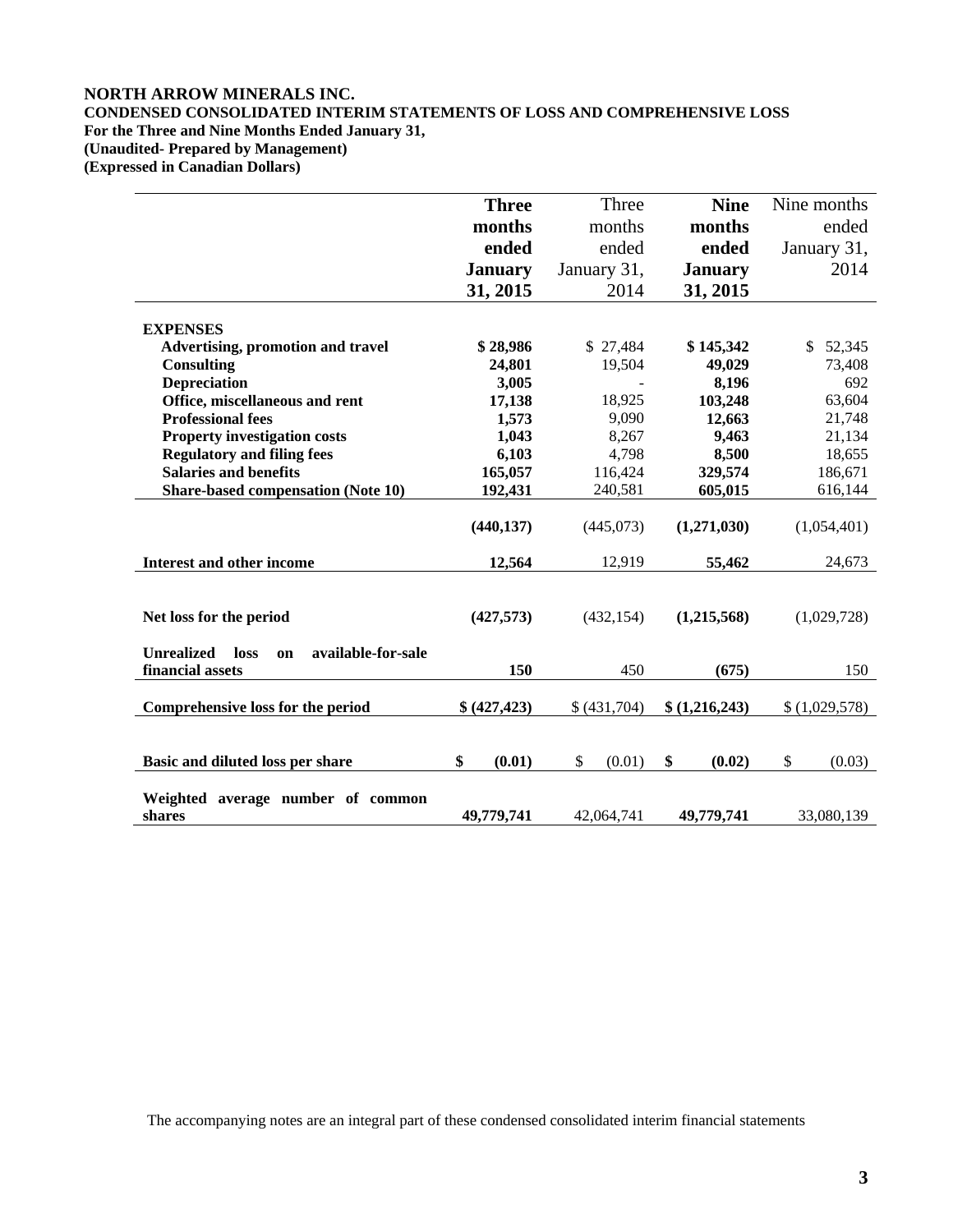**NORTH ARROW MINERALS INC.**
**CONDENSED CONSOLIDATED INTERIM STATEMENTS OF LOSS AND COMPREHENSIVE LOSS**
**For the Three and Nine Months Ended January 31,**
**(Unaudited- Prepared by Management)**
**(Expressed in Canadian Dollars)**

| | **Three months ended January 31, 2015** | Three months ended January 31, 2014 | **Nine months ended January 31, 2015** | Nine months ended January 31, 2014 |
|---|---|---|---|---|
| **EXPENSES** | | | | |
| **Advertising, promotion and travel** | **$ 28,986** | $ 27,484 | **$ 145,342** | $ 52,345 |
| **Consulting** | **24,801** | 19,504 | **49,029** | 73,408 |
| **Depreciation** | **3,005** | - | **8,196** | 692 |
| **Office, miscellaneous and rent** | **17,138** | 18,925 | **103,248** | 63,604 |
| **Professional fees** | **1,573** | 9,090 | **12,663** | 21,748 |
| **Property investigation costs** | **1,043** | 8,267 | **9,463** | 21,134 |
| **Regulatory and filing fees** | **6,103** | 4,798 | **8,500** | 18,655 |
| **Salaries and benefits** | **165,057** | 116,424 | **329,574** | 186,671 |
| **Share-based compensation (Note 10)** | **192,431** | 240,581 | **605,015** | 616,144 |
| | **(440,137)** | (445,073) | **(1,271,030)** | (1,054,401) |
| **Interest and other income** | **12,564** | 12,919 | **55,462** | 24,673 |
| **Net loss for the period** | **(427,573)** | (432,154) | **(1,215,568)** | (1,029,728) |
| **Unrealized loss on available-for-sale financial assets** | **150** | 450 | **(675)** | 150 |
| **Comprehensive loss for the period** | **$ (427,423)** | $ (431,704) | **$ (1,216,243)** | $ (1,029,578) |
| **Basic and diluted loss per share** | **$ (0.01)** | $ (0.01) | **$ (0.02)** | $ (0.03) |
| **Weighted average number of common shares** | **49,779,741** | 42,064,741 | **49,779,741** | 33,080,139 |

The accompanying notes are an integral part of these condensed consolidated interim financial statements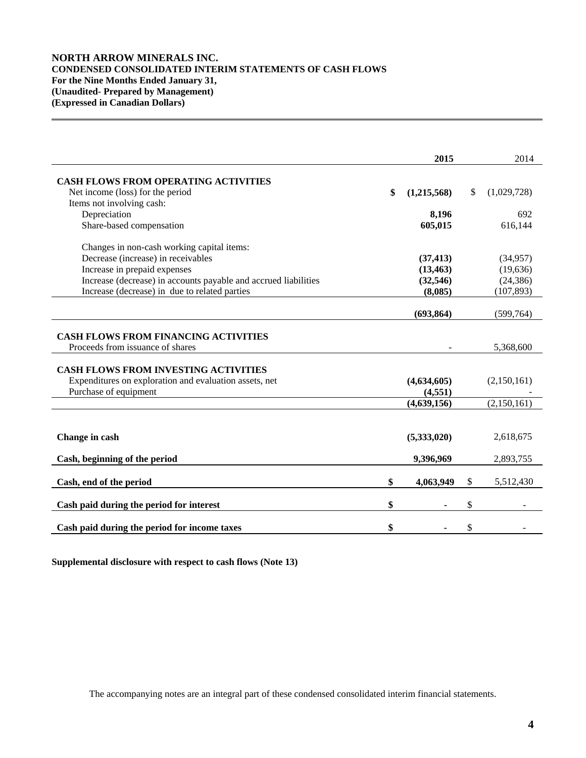**NORTH ARROW MINERALS INC.**
**CONDENSED CONSOLIDATED INTERIM STATEMENTS OF CASH FLOWS**
**For the Nine Months Ended January 31,**
**(Unaudited- Prepared by Management)**
**(Expressed in Canadian Dollars)**

| | **2015** | 2014 |
|---|---|---|
| **CASH FLOWS FROM OPERATING ACTIVITIES** | | |
| Net income (loss) for the period | **$ (1,215,568)** | $ (1,029,728) |
| Items not involving cash: | | |
| Depreciation | **8,196** | 692 |
| Share-based compensation | **605,015** | 616,144 |
| Changes in non-cash working capital items: | | |
| Decrease (increase) in receivables | **(37,413)** | (34,957) |
| Increase in prepaid expenses | **(13,463)** | (19,636) |
| Increase (decrease) in accounts payable and accrued liabilities | **(32,546)** | (24,386) |
| Increase (decrease) in due to related parties | **(8,085)** | (107,893) |
| | **(693,864)** | (599,764) |
| **CASH FLOWS FROM FINANCING ACTIVITIES** | | |
| Proceeds from issuance of shares | **-** | 5,368,600 |
| **CASH FLOWS FROM INVESTING ACTIVITIES** | | |
| Expenditures on exploration and evaluation assets, net | **(4,634,605)** | (2,150,161) |
| Purchase of equipment | **(4,551)** | - |
| | **(4,639,156)** | (2,150,161) |
| **Change in cash** | **(5,333,020)** | 2,618,675 |
| **Cash, beginning of the period** | **9,396,969** | 2,893,755 |
| **Cash, end of the period** | **$ 4,063,949** | $ 5,512,430 |
| **Cash paid during the period for interest** | **$ -** | $ - |
| **Cash paid during the period for income taxes** | **$ -** | $ - |

**Supplemental disclosure with respect to cash flows (Note 13)**

The accompanying notes are an integral part of these condensed consolidated interim financial statements.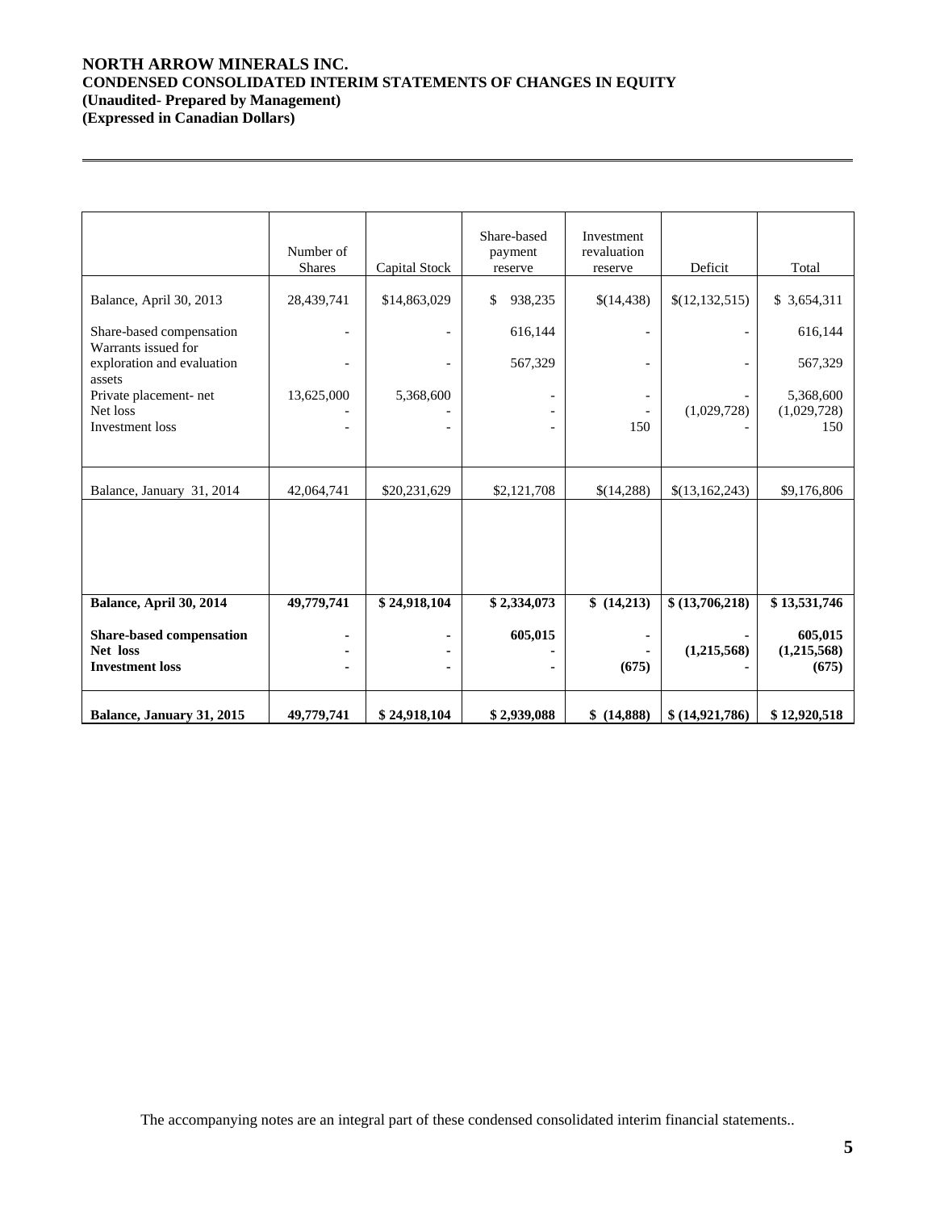**NORTH ARROW MINERALS INC.**
**CONDENSED CONSOLIDATED INTERIM STATEMENTS OF CHANGES IN EQUITY**
**(Unaudited- Prepared by Management)**
**(Expressed in Canadian Dollars)**

| | Number of Shares | Capital Stock | Share-based payment reserve | Investment revaluation reserve | Deficit | Total |
|---|---|---|---|---|---|---|
| Balance, April 30, 2013 | 28,439,741 | $14,863,029 | $ 938,235 | $(14,438) | $(12,132,515) | $ 3,654,311 |
| Share-based compensation | - | - | 616,144 | - | - | 616,144 |
| Warrants issued for exploration and evaluation assets | - | - | 567,329 | - | - | 567,329 |
| Private placement- net | 13,625,000 | 5,368,600 | - | - | - | 5,368,600 |
| Net loss | - | - | - | - | (1,029,728) | (1,029,728) |
| Investment loss | - | - | - | 150 | - | 150 |
| Balance, January 31, 2014 | 42,064,741 | $20,231,629 | $2,121,708 | $(14,288) | $(13,162,243) | $9,176,806 |
| | | | | | | |
| **Balance, April 30, 2014** | **49,779,741** | **$ 24,918,104** | **$ 2,334,073** | **$ (14,213)** | **$ (13,706,218)** | **$ 13,531,746** |
| **Share-based compensation** | **-** | **-** | **605,015** | **-** | **-** | **605,015** |
| **Net loss** | **-** | **-** | **-** | **-** | **(1,215,568)** | **(1,215,568)** |
| **Investment loss** | **-** | **-** | **-** | **(675)** | **-** | **(675)** |
| **Balance, January 31, 2015** | **49,779,741** | **$ 24,918,104** | **$ 2,939,088** | **$ (14,888)** | **$ (14,921,786)** | **$ 12,920,518** |

The accompanying notes are an integral part of these condensed consolidated interim financial statements..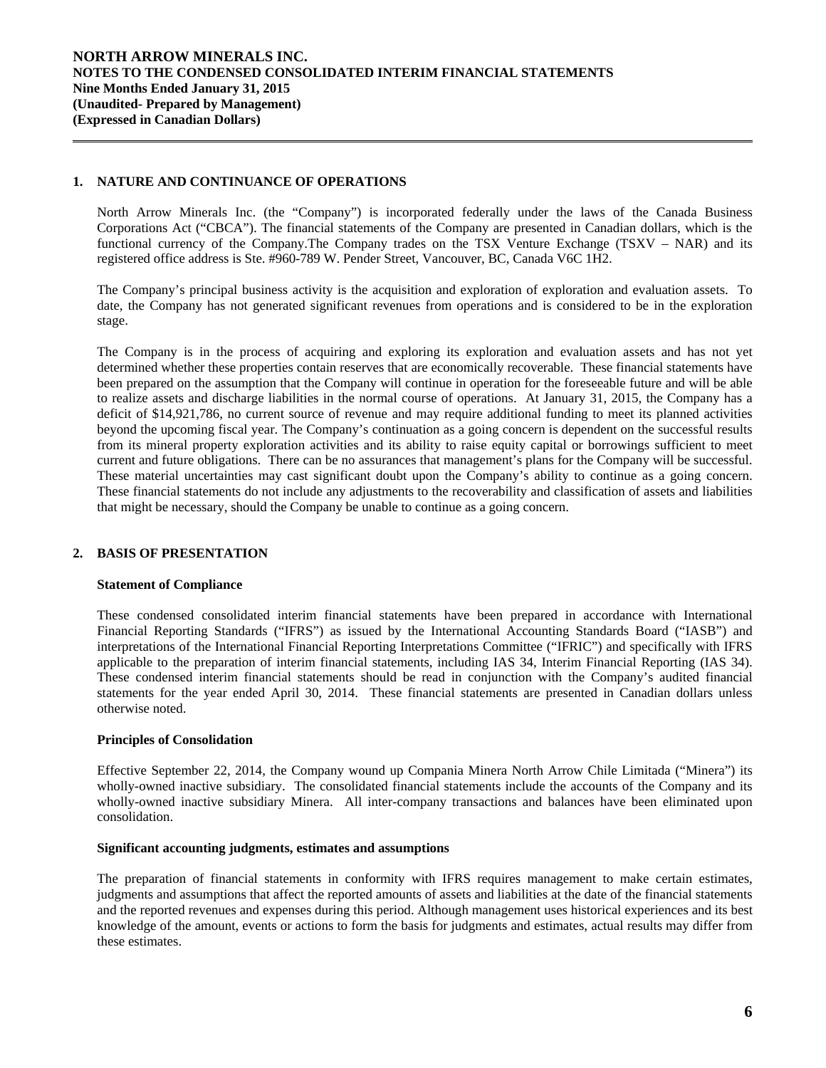## 1. NATURE AND CONTINUANCE OF OPERATIONS

North Arrow Minerals Inc. (the "Company") is incorporated federally under the laws of the Canada Business Corporations Act ("CBCA"). The financial statements of the Company are presented in Canadian dollars, which is the functional currency of the Company.The Company trades on the TSX Venture Exchange (TSXV – NAR) and its registered office address is Ste. #960-789 W. Pender Street, Vancouver, BC, Canada V6C 1H2.

The Company's principal business activity is the acquisition and exploration of exploration and evaluation assets. To date, the Company has not generated significant revenues from operations and is considered to be in the exploration stage.

The Company is in the process of acquiring and exploring its exploration and evaluation assets and has not yet determined whether these properties contain reserves that are economically recoverable. These financial statements have been prepared on the assumption that the Company will continue in operation for the foreseeable future and will be able to realize assets and discharge liabilities in the normal course of operations. At January 31, 2015, the Company has a deficit of $14,921,786, no current source of revenue and may require additional funding to meet its planned activities beyond the upcoming fiscal year. The Company's continuation as a going concern is dependent on the successful results from its mineral property exploration activities and its ability to raise equity capital or borrowings sufficient to meet current and future obligations. There can be no assurances that management's plans for the Company will be successful. These material uncertainties may cast significant doubt upon the Company's ability to continue as a going concern. These financial statements do not include any adjustments to the recoverability and classification of assets and liabilities that might be necessary, should the Company be unable to continue as a going concern.

## 2. BASIS OF PRESENTATION

**Statement of Compliance**

These condensed consolidated interim financial statements have been prepared in accordance with International Financial Reporting Standards ("IFRS") as issued by the International Accounting Standards Board ("IASB") and interpretations of the International Financial Reporting Interpretations Committee ("IFRIC") and specifically with IFRS applicable to the preparation of interim financial statements, including IAS 34, Interim Financial Reporting (IAS 34). These condensed interim financial statements should be read in conjunction with the Company's audited financial statements for the year ended April 30, 2014. These financial statements are presented in Canadian dollars unless otherwise noted.

**Principles of Consolidation**

Effective September 22, 2014, the Company wound up Compania Minera North Arrow Chile Limitada ("Minera") its wholly-owned inactive subsidiary. The consolidated financial statements include the accounts of the Company and its wholly-owned inactive subsidiary Minera. All inter-company transactions and balances have been eliminated upon consolidation.

**Significant accounting judgments, estimates and assumptions**

The preparation of financial statements in conformity with IFRS requires management to make certain estimates, judgments and assumptions that affect the reported amounts of assets and liabilities at the date of the financial statements and the reported revenues and expenses during this period. Although management uses historical experiences and its best knowledge of the amount, events or actions to form the basis for judgments and estimates, actual results may differ from these estimates.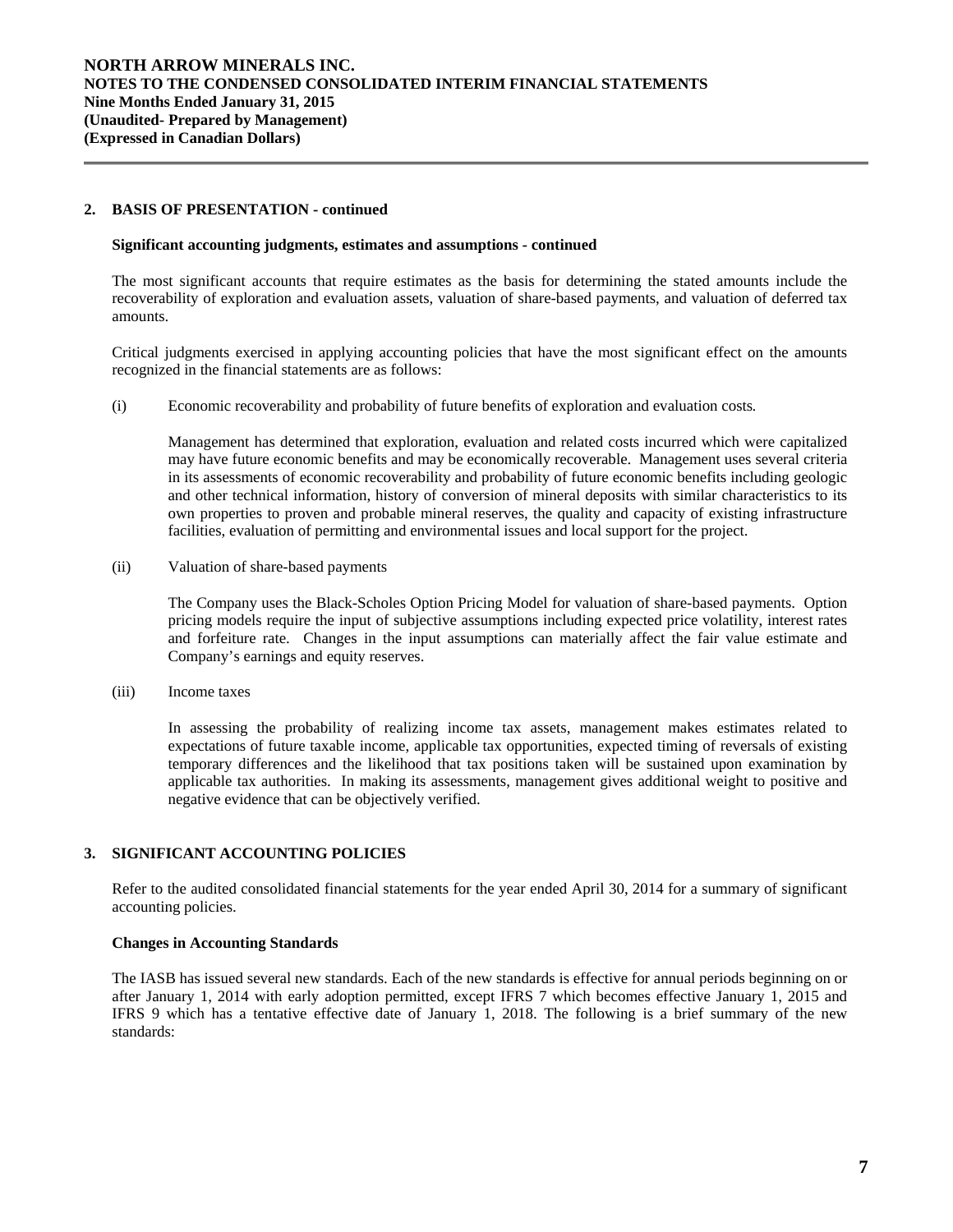## 2. BASIS OF PRESENTATION - continued

### Significant accounting judgments, estimates and assumptions - continued

The most significant accounts that require estimates as the basis for determining the stated amounts include the recoverability of exploration and evaluation assets, valuation of share-based payments, and valuation of deferred tax amounts.

Critical judgments exercised in applying accounting policies that have the most significant effect on the amounts recognized in the financial statements are as follows:

(i) Economic recoverability and probability of future benefits of exploration and evaluation costs*.*

Management has determined that exploration, evaluation and related costs incurred which were capitalized may have future economic benefits and may be economically recoverable. Management uses several criteria in its assessments of economic recoverability and probability of future economic benefits including geologic and other technical information, history of conversion of mineral deposits with similar characteristics to its own properties to proven and probable mineral reserves, the quality and capacity of existing infrastructure facilities, evaluation of permitting and environmental issues and local support for the project.

(ii) Valuation of share-based payments

The Company uses the Black-Scholes Option Pricing Model for valuation of share-based payments. Option pricing models require the input of subjective assumptions including expected price volatility, interest rates and forfeiture rate. Changes in the input assumptions can materially affect the fair value estimate and Company's earnings and equity reserves.

(iii) Income taxes

In assessing the probability of realizing income tax assets, management makes estimates related to expectations of future taxable income, applicable tax opportunities, expected timing of reversals of existing temporary differences and the likelihood that tax positions taken will be sustained upon examination by applicable tax authorities. In making its assessments, management gives additional weight to positive and negative evidence that can be objectively verified.

## 3. SIGNIFICANT ACCOUNTING POLICIES

Refer to the audited consolidated financial statements for the year ended April 30, 2014 for a summary of significant accounting policies.

### Changes in Accounting Standards

The IASB has issued several new standards. Each of the new standards is effective for annual periods beginning on or after January 1, 2014 with early adoption permitted, except IFRS 7 which becomes effective January 1, 2015 and IFRS 9 which has a tentative effective date of January 1, 2018. The following is a brief summary of the new standards: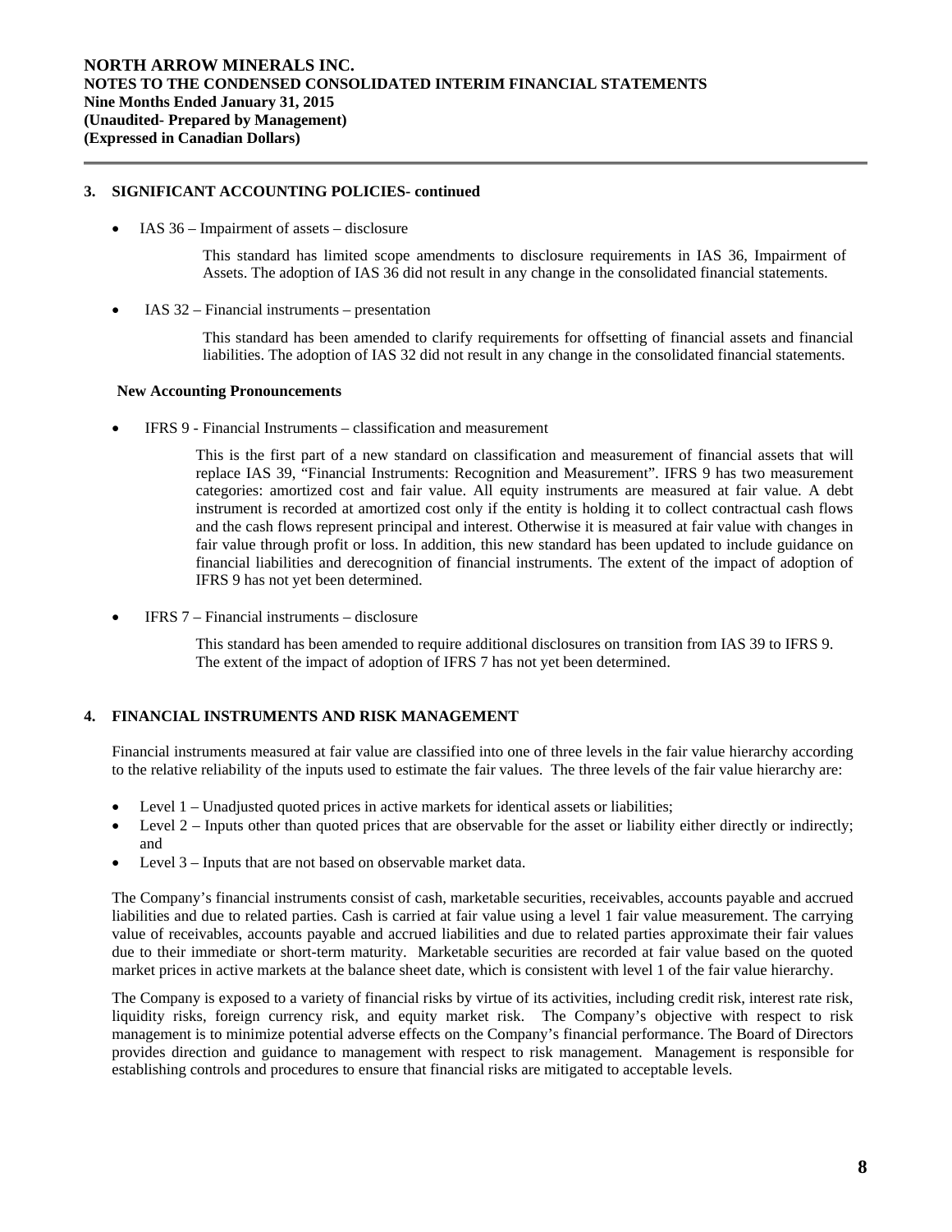## 3. SIGNIFICANT ACCOUNTING POLICIES- continued

- IAS 36 – Impairment of assets – disclosure

  This standard has limited scope amendments to disclosure requirements in IAS 36, Impairment of Assets. The adoption of IAS 36 did not result in any change in the consolidated financial statements.

- IAS 32 – Financial instruments – presentation

  This standard has been amended to clarify requirements for offsetting of financial assets and financial liabilities. The adoption of IAS 32 did not result in any change in the consolidated financial statements.

**New Accounting Pronouncements**

- IFRS 9 - Financial Instruments – classification and measurement

  This is the first part of a new standard on classification and measurement of financial assets that will replace IAS 39, "Financial Instruments: Recognition and Measurement". IFRS 9 has two measurement categories: amortized cost and fair value. All equity instruments are measured at fair value. A debt instrument is recorded at amortized cost only if the entity is holding it to collect contractual cash flows and the cash flows represent principal and interest. Otherwise it is measured at fair value with changes in fair value through profit or loss. In addition, this new standard has been updated to include guidance on financial liabilities and derecognition of financial instruments. The extent of the impact of adoption of IFRS 9 has not yet been determined.

- IFRS 7 – Financial instruments – disclosure

  This standard has been amended to require additional disclosures on transition from IAS 39 to IFRS 9. The extent of the impact of adoption of IFRS 7 has not yet been determined.

## 4. FINANCIAL INSTRUMENTS AND RISK MANAGEMENT

Financial instruments measured at fair value are classified into one of three levels in the fair value hierarchy according to the relative reliability of the inputs used to estimate the fair values. The three levels of the fair value hierarchy are:

- Level 1 – Unadjusted quoted prices in active markets for identical assets or liabilities;
- Level 2 – Inputs other than quoted prices that are observable for the asset or liability either directly or indirectly; and
- Level 3 – Inputs that are not based on observable market data.

The Company's financial instruments consist of cash, marketable securities, receivables, accounts payable and accrued liabilities and due to related parties. Cash is carried at fair value using a level 1 fair value measurement. The carrying value of receivables, accounts payable and accrued liabilities and due to related parties approximate their fair values due to their immediate or short-term maturity. Marketable securities are recorded at fair value based on the quoted market prices in active markets at the balance sheet date, which is consistent with level 1 of the fair value hierarchy.

The Company is exposed to a variety of financial risks by virtue of its activities, including credit risk, interest rate risk, liquidity risks, foreign currency risk, and equity market risk. The Company's objective with respect to risk management is to minimize potential adverse effects on the Company's financial performance. The Board of Directors provides direction and guidance to management with respect to risk management. Management is responsible for establishing controls and procedures to ensure that financial risks are mitigated to acceptable levels.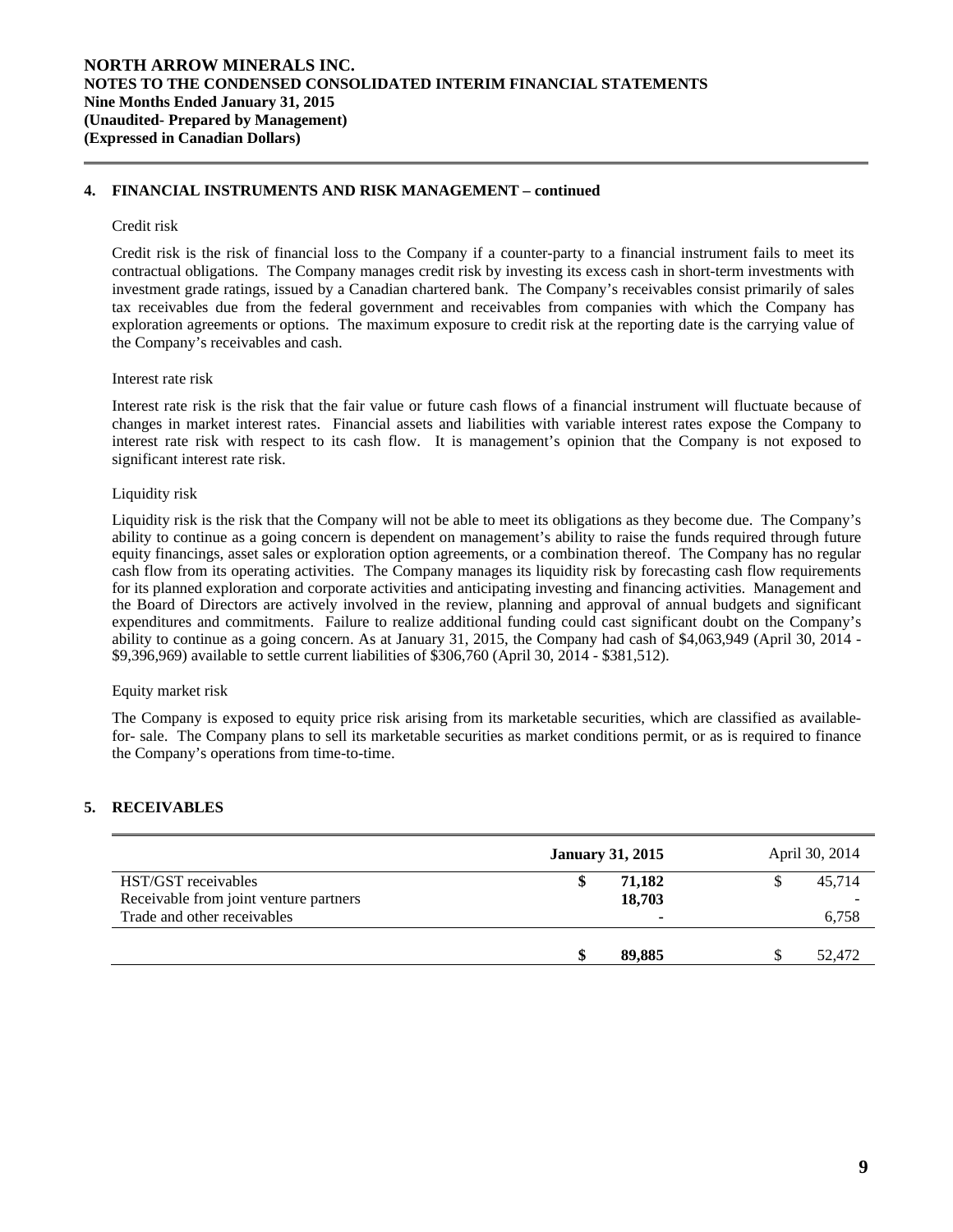## 4. FINANCIAL INSTRUMENTS AND RISK MANAGEMENT – continued

Credit risk

Credit risk is the risk of financial loss to the Company if a counter-party to a financial instrument fails to meet its contractual obligations. The Company manages credit risk by investing its excess cash in short-term investments with investment grade ratings, issued by a Canadian chartered bank. The Company's receivables consist primarily of sales tax receivables due from the federal government and receivables from companies with which the Company has exploration agreements or options. The maximum exposure to credit risk at the reporting date is the carrying value of the Company's receivables and cash.

Interest rate risk

Interest rate risk is the risk that the fair value or future cash flows of a financial instrument will fluctuate because of changes in market interest rates. Financial assets and liabilities with variable interest rates expose the Company to interest rate risk with respect to its cash flow. It is management's opinion that the Company is not exposed to significant interest rate risk.

Liquidity risk

Liquidity risk is the risk that the Company will not be able to meet its obligations as they become due. The Company's ability to continue as a going concern is dependent on management's ability to raise the funds required through future equity financings, asset sales or exploration option agreements, or a combination thereof. The Company has no regular cash flow from its operating activities. The Company manages its liquidity risk by forecasting cash flow requirements for its planned exploration and corporate activities and anticipating investing and financing activities. Management and the Board of Directors are actively involved in the review, planning and approval of annual budgets and significant expenditures and commitments. Failure to realize additional funding could cast significant doubt on the Company's ability to continue as a going concern. As at January 31, 2015, the Company had cash of $4,063,949 (April 30, 2014 - $9,396,969) available to settle current liabilities of $306,760 (April 30, 2014 - $381,512).

Equity market risk

The Company is exposed to equity price risk arising from its marketable securities, which are classified as available-for- sale. The Company plans to sell its marketable securities as market conditions permit, or as is required to finance the Company's operations from time-to-time.

## 5. RECEIVABLES

| | **January 31, 2015** | April 30, 2014 |
|---|---|---|
| HST/GST receivables | **$ 71,182** | $ 45,714 |
| Receivable from joint venture partners | **18,703** | - |
| Trade and other receivables | **-** | 6,758 |
| | **$ 89,885** | $ 52,472 |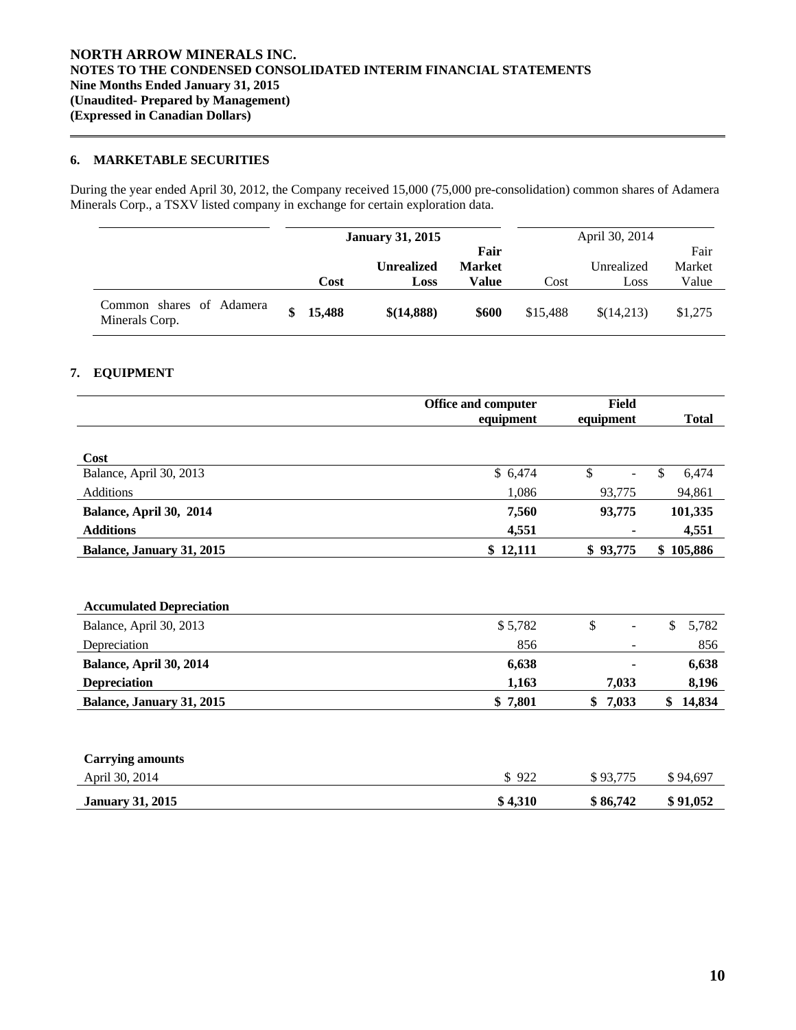**NORTH ARROW MINERALS INC.**
**NOTES TO THE CONDENSED CONSOLIDATED INTERIM FINANCIAL STATEMENTS**
**Nine Months Ended January 31, 2015**
**(Unaudited- Prepared by Management)**
**(Expressed in Canadian Dollars)**

## 6. MARKETABLE SECURITIES

During the year ended April 30, 2012, the Company received 15,000 (75,000 pre-consolidation) common shares of Adamera Minerals Corp., a TSXV listed company in exchange for certain exploration data.

| | **January 31, 2015** | | | April 30, 2014 | | |
|---|---|---|---|---|---|---|
| | **Cost** | **Unrealized Loss** | **Fair Market Value** | Cost | Unrealized Loss | Fair Market Value |
| Common shares of Adamera Minerals Corp. | **$ 15,488** | **$(14,888)** | **$600** | $15,488 | $(14,213) | $1,275 |

## 7. EQUIPMENT

| | **Office and computer equipment** | **Field equipment** | **Total** |
|---|---|---|---|
| **Cost** | | | |
| Balance, April 30, 2013 | $ 6,474 | $ - | $ 6,474 |
| Additions | 1,086 | 93,775 | 94,861 |
| **Balance, April 30, 2014** | **7,560** | **93,775** | **101,335** |
| **Additions** | **4,551** | **-** | **4,551** |
| **Balance, January 31, 2015** | **$ 12,111** | **$ 93,775** | **$ 105,886** |
| | | | |
| **Accumulated Depreciation** | | | |
| Balance, April 30, 2013 | $ 5,782 | $ - | $ 5,782 |
| Depreciation | 856 | - | 856 |
| **Balance, April 30, 2014** | **6,638** | **-** | **6,638** |
| **Depreciation** | **1,163** | **7,033** | **8,196** |
| **Balance, January 31, 2015** | **$ 7,801** | **$ 7,033** | **$ 14,834** |
| | | | |
| **Carrying amounts** | | | |
| April 30, 2014 | $ 922 | $ 93,775 | $ 94,697 |
| **January 31, 2015** | **$ 4,310** | **$ 86,742** | **$ 91,052** |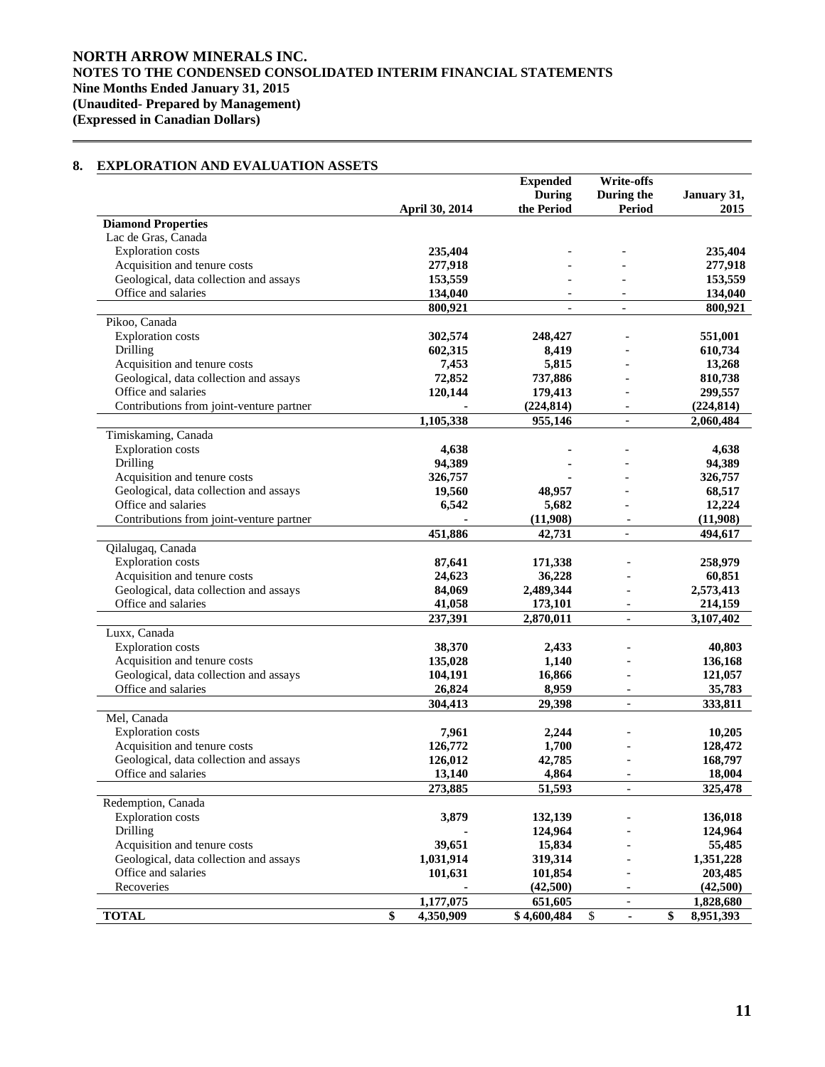**NORTH ARROW MINERALS INC.**
**NOTES TO THE CONDENSED CONSOLIDATED INTERIM FINANCIAL STATEMENTS**
**Nine Months Ended January 31, 2015**
**(Unaudited- Prepared by Management)**
**(Expressed in Canadian Dollars)**

## 8. EXPLORATION AND EVALUATION ASSETS

| | April 30, 2014 | Expended During the Period | Write-offs During the Period | January 31, 2015 |
|---|---|---|---|---|
| **Diamond Properties** | | | | |
| Lac de Gras, Canada | | | | |
| Exploration costs | 235,404 | - | - | 235,404 |
| Acquisition and tenure costs | 277,918 | - | - | 277,918 |
| Geological, data collection and assays | 153,559 | - | - | 153,559 |
| Office and salaries | 134,040 | - | - | 134,040 |
| | 800,921 | - | - | 800,921 |
| Pikoo, Canada | | | | |
| Exploration costs | 302,574 | 248,427 | - | 551,001 |
| Drilling | 602,315 | 8,419 | - | 610,734 |
| Acquisition and tenure costs | 7,453 | 5,815 | - | 13,268 |
| Geological, data collection and assays | 72,852 | 737,886 | - | 810,738 |
| Office and salaries | 120,144 | 179,413 | - | 299,557 |
| Contributions from joint-venture partner | - | (224,814) | - | (224,814) |
| | 1,105,338 | 955,146 | - | 2,060,484 |
| Timiskaming, Canada | | | | |
| Exploration costs | 4,638 | - | - | 4,638 |
| Drilling | 94,389 | - | - | 94,389 |
| Acquisition and tenure costs | 326,757 | - | - | 326,757 |
| Geological, data collection and assays | 19,560 | 48,957 | - | 68,517 |
| Office and salaries | 6,542 | 5,682 | - | 12,224 |
| Contributions from joint-venture partner | - | (11,908) | - | (11,908) |
| | 451,886 | 42,731 | - | 494,617 |
| Qilalugaq, Canada | | | | |
| Exploration costs | 87,641 | 171,338 | - | 258,979 |
| Acquisition and tenure costs | 24,623 | 36,228 | - | 60,851 |
| Geological, data collection and assays | 84,069 | 2,489,344 | - | 2,573,413 |
| Office and salaries | 41,058 | 173,101 | - | 214,159 |
| | 237,391 | 2,870,011 | - | 3,107,402 |
| Luxx, Canada | | | | |
| Exploration costs | 38,370 | 2,433 | - | 40,803 |
| Acquisition and tenure costs | 135,028 | 1,140 | - | 136,168 |
| Geological, data collection and assays | 104,191 | 16,866 | - | 121,057 |
| Office and salaries | 26,824 | 8,959 | - | 35,783 |
| | 304,413 | 29,398 | - | 333,811 |
| Mel, Canada | | | | |
| Exploration costs | 7,961 | 2,244 | - | 10,205 |
| Acquisition and tenure costs | 126,772 | 1,700 | - | 128,472 |
| Geological, data collection and assays | 126,012 | 42,785 | - | 168,797 |
| Office and salaries | 13,140 | 4,864 | - | 18,004 |
| | 273,885 | 51,593 | - | 325,478 |
| Redemption, Canada | | | | |
| Exploration costs | 3,879 | 132,139 | - | 136,018 |
| Drilling | - | 124,964 | - | 124,964 |
| Acquisition and tenure costs | 39,651 | 15,834 | - | 55,485 |
| Geological, data collection and assays | 1,031,914 | 319,314 | - | 1,351,228 |
| Office and salaries | 101,631 | 101,854 | - | 203,485 |
| Recoveries | - | (42,500) | - | (42,500) |
| | 1,177,075 | 651,605 | - | 1,828,680 |
| **TOTAL** | $ 4,350,909 | $ 4,600,484 | $ - | $ 8,951,393 |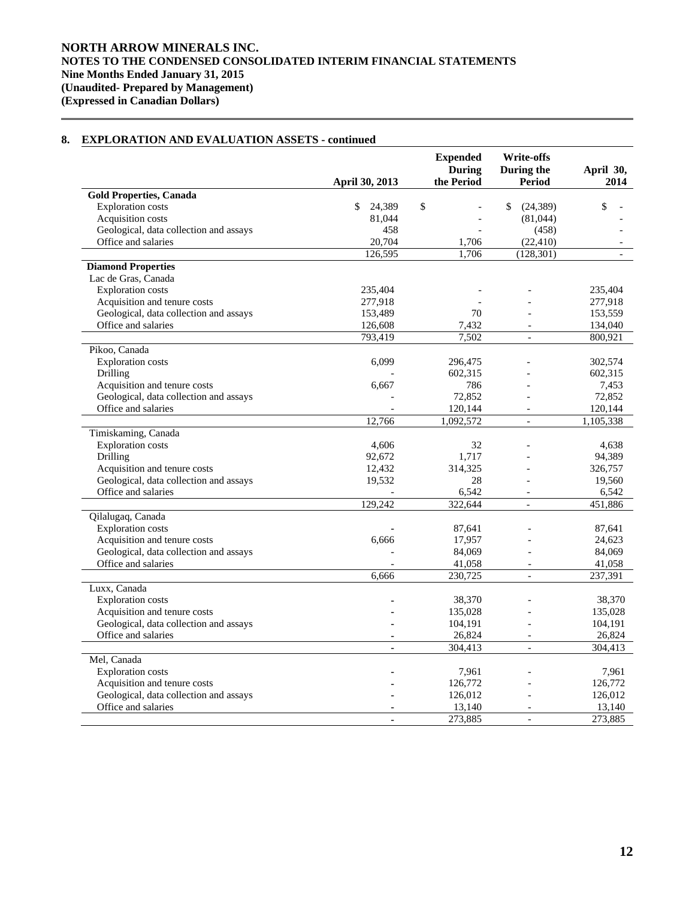**NORTH ARROW MINERALS INC.**
**NOTES TO THE CONDENSED CONSOLIDATED INTERIM FINANCIAL STATEMENTS**
**Nine Months Ended January 31, 2015**
**(Unaudited- Prepared by Management)**
**(Expressed in Canadian Dollars)**

## 8. EXPLORATION AND EVALUATION ASSETS - continued

| | April 30, 2013 | Expended During the Period | Write-offs During the Period | April 30, 2014 |
|---|---|---|---|---|
| **Gold Properties, Canada** | | | | |
| Exploration costs | $ 24,389 | $ - | $ (24,389) | $ - |
| Acquisition costs | 81,044 | - | (81,044) | - |
| Geological, data collection and assays | 458 | - | (458) | - |
| Office and salaries | 20,704 | 1,706 | (22,410) | - |
| | 126,595 | 1,706 | (128,301) | - |
| **Diamond Properties** | | | | |
| Lac de Gras, Canada | | | | |
| Exploration costs | 235,404 | - | - | 235,404 |
| Acquisition and tenure costs | 277,918 | - | - | 277,918 |
| Geological, data collection and assays | 153,489 | 70 | - | 153,559 |
| Office and salaries | 126,608 | 7,432 | - | 134,040 |
| | 793,419 | 7,502 | - | 800,921 |
| Pikoo, Canada | | | | |
| Exploration costs | 6,099 | 296,475 | - | 302,574 |
| Drilling | - | 602,315 | - | 602,315 |
| Acquisition and tenure costs | 6,667 | 786 | - | 7,453 |
| Geological, data collection and assays | - | 72,852 | - | 72,852 |
| Office and salaries | - | 120,144 | - | 120,144 |
| | 12,766 | 1,092,572 | - | 1,105,338 |
| Timiskaming, Canada | | | | |
| Exploration costs | 4,606 | 32 | - | 4,638 |
| Drilling | 92,672 | 1,717 | - | 94,389 |
| Acquisition and tenure costs | 12,432 | 314,325 | - | 326,757 |
| Geological, data collection and assays | 19,532 | 28 | - | 19,560 |
| Office and salaries | - | 6,542 | - | 6,542 |
| | 129,242 | 322,644 | - | 451,886 |
| Qilalugaq, Canada | | | | |
| Exploration costs | - | 87,641 | - | 87,641 |
| Acquisition and tenure costs | 6,666 | 17,957 | - | 24,623 |
| Geological, data collection and assays | - | 84,069 | - | 84,069 |
| Office and salaries | - | 41,058 | - | 41,058 |
| | 6,666 | 230,725 | - | 237,391 |
| Luxx, Canada | | | | |
| Exploration costs | - | 38,370 | - | 38,370 |
| Acquisition and tenure costs | - | 135,028 | - | 135,028 |
| Geological, data collection and assays | - | 104,191 | - | 104,191 |
| Office and salaries | - | 26,824 | - | 26,824 |
| | - | 304,413 | - | 304,413 |
| Mel, Canada | | | | |
| Exploration costs | - | 7,961 | - | 7,961 |
| Acquisition and tenure costs | - | 126,772 | - | 126,772 |
| Geological, data collection and assays | - | 126,012 | - | 126,012 |
| Office and salaries | - | 13,140 | - | 13,140 |
| | - | 273,885 | - | 273,885 |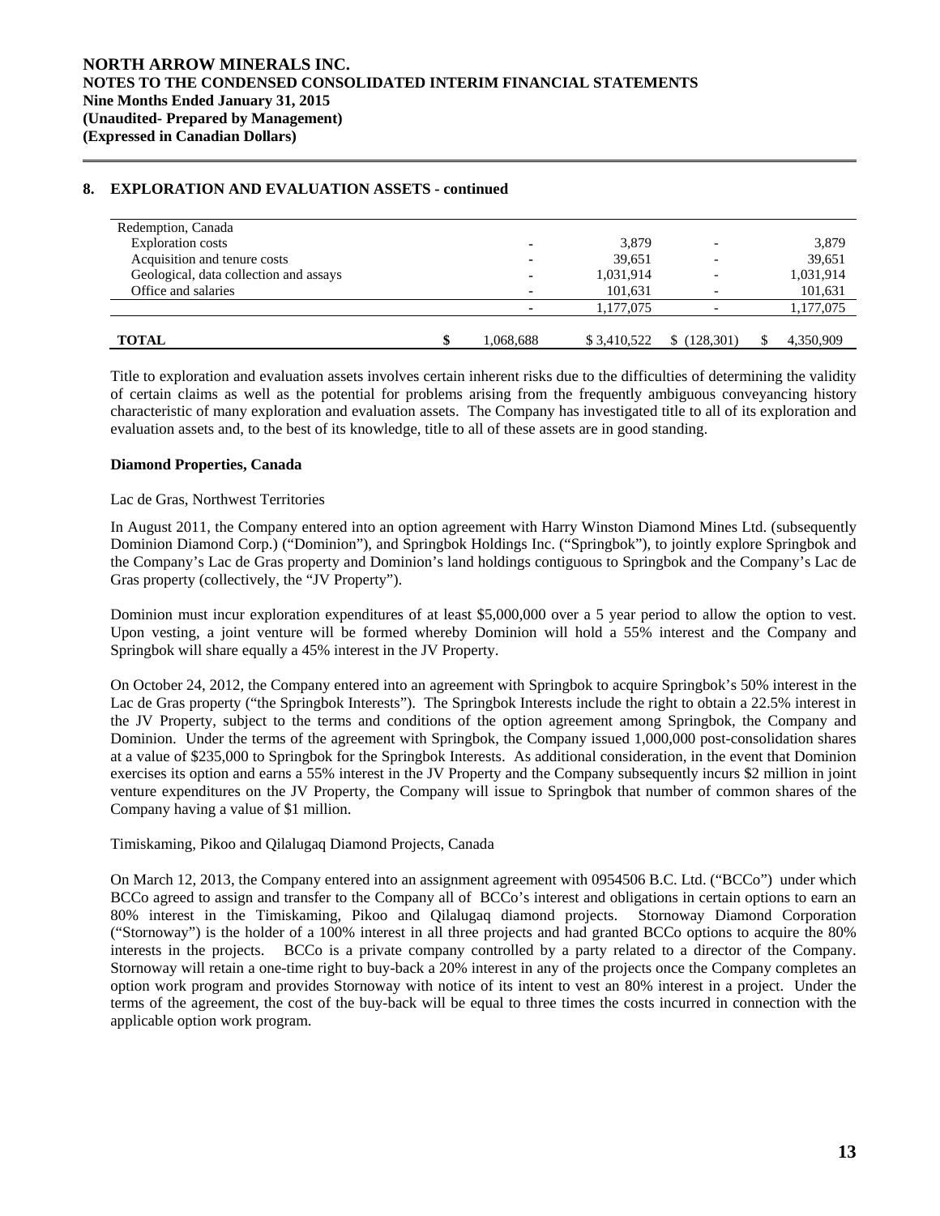## 8. EXPLORATION AND EVALUATION ASSETS - continued

| | | | | |
|---|---|---|---|---|
| Redemption, Canada | | | | |
| Exploration costs | - | 3,879 | - | 3,879 |
| Acquisition and tenure costs | - | 39,651 | - | 39,651 |
| Geological, data collection and assays | - | 1,031,914 | - | 1,031,914 |
| Office and salaries | - | 101,631 | - | 101,631 |
| | - | 1,177,075 | - | 1,177,075 |
| **TOTAL** | $ 1,068,688 | $ 3,410,522 | $ (128,301) | $ 4,350,909 |

Title to exploration and evaluation assets involves certain inherent risks due to the difficulties of determining the validity of certain claims as well as the potential for problems arising from the frequently ambiguous conveyancing history characteristic of many exploration and evaluation assets. The Company has investigated title to all of its exploration and evaluation assets and, to the best of its knowledge, title to all of these assets are in good standing.

**Diamond Properties, Canada**

Lac de Gras, Northwest Territories

In August 2011, the Company entered into an option agreement with Harry Winston Diamond Mines Ltd. (subsequently Dominion Diamond Corp.) ("Dominion"), and Springbok Holdings Inc. ("Springbok"), to jointly explore Springbok and the Company's Lac de Gras property and Dominion's land holdings contiguous to Springbok and the Company's Lac de Gras property (collectively, the "JV Property").

Dominion must incur exploration expenditures of at least $5,000,000 over a 5 year period to allow the option to vest. Upon vesting, a joint venture will be formed whereby Dominion will hold a 55% interest and the Company and Springbok will share equally a 45% interest in the JV Property.

On October 24, 2012, the Company entered into an agreement with Springbok to acquire Springbok's 50% interest in the Lac de Gras property ("the Springbok Interests"). The Springbok Interests include the right to obtain a 22.5% interest in the JV Property, subject to the terms and conditions of the option agreement among Springbok, the Company and Dominion. Under the terms of the agreement with Springbok, the Company issued 1,000,000 post-consolidation shares at a value of $235,000 to Springbok for the Springbok Interests. As additional consideration, in the event that Dominion exercises its option and earns a 55% interest in the JV Property and the Company subsequently incurs $2 million in joint venture expenditures on the JV Property, the Company will issue to Springbok that number of common shares of the Company having a value of $1 million.

Timiskaming, Pikoo and Qilalugaq Diamond Projects, Canada

On March 12, 2013, the Company entered into an assignment agreement with 0954506 B.C. Ltd. ("BCCo") under which BCCo agreed to assign and transfer to the Company all of BCCo's interest and obligations in certain options to earn an 80% interest in the Timiskaming, Pikoo and Qilalugaq diamond projects. Stornoway Diamond Corporation ("Stornoway") is the holder of a 100% interest in all three projects and had granted BCCo options to acquire the 80% interests in the projects. BCCo is a private company controlled by a party related to a director of the Company. Stornoway will retain a one-time right to buy-back a 20% interest in any of the projects once the Company completes an option work program and provides Stornoway with notice of its intent to vest an 80% interest in a project. Under the terms of the agreement, the cost of the buy-back will be equal to three times the costs incurred in connection with the applicable option work program.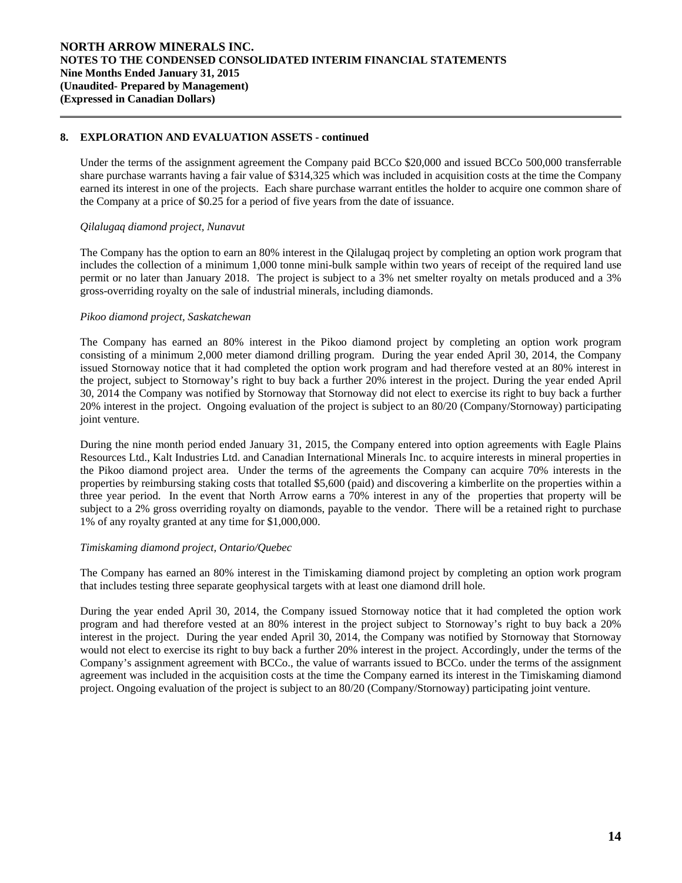## 8. EXPLORATION AND EVALUATION ASSETS - continued

Under the terms of the assignment agreement the Company paid BCCo $20,000 and issued BCCo 500,000 transferrable share purchase warrants having a fair value of $314,325 which was included in acquisition costs at the time the Company earned its interest in one of the projects. Each share purchase warrant entitles the holder to acquire one common share of the Company at a price of $0.25 for a period of five years from the date of issuance.

*Qilalugaq diamond project, Nunavut*

The Company has the option to earn an 80% interest in the Qilalugaq project by completing an option work program that includes the collection of a minimum 1,000 tonne mini-bulk sample within two years of receipt of the required land use permit or no later than January 2018. The project is subject to a 3% net smelter royalty on metals produced and a 3% gross-overriding royalty on the sale of industrial minerals, including diamonds.

*Pikoo diamond project, Saskatchewan*

The Company has earned an 80% interest in the Pikoo diamond project by completing an option work program consisting of a minimum 2,000 meter diamond drilling program. During the year ended April 30, 2014, the Company issued Stornoway notice that it had completed the option work program and had therefore vested at an 80% interest in the project, subject to Stornoway's right to buy back a further 20% interest in the project. During the year ended April 30, 2014 the Company was notified by Stornoway that Stornoway did not elect to exercise its right to buy back a further 20% interest in the project. Ongoing evaluation of the project is subject to an 80/20 (Company/Stornoway) participating joint venture.

During the nine month period ended January 31, 2015, the Company entered into option agreements with Eagle Plains Resources Ltd., Kalt Industries Ltd. and Canadian International Minerals Inc. to acquire interests in mineral properties in the Pikoo diamond project area. Under the terms of the agreements the Company can acquire 70% interests in the properties by reimbursing staking costs that totalled $5,600 (paid) and discovering a kimberlite on the properties within a three year period. In the event that North Arrow earns a 70% interest in any of the properties that property will be subject to a 2% gross overriding royalty on diamonds, payable to the vendor. There will be a retained right to purchase 1% of any royalty granted at any time for $1,000,000.

*Timiskaming diamond project, Ontario/Quebec*

The Company has earned an 80% interest in the Timiskaming diamond project by completing an option work program that includes testing three separate geophysical targets with at least one diamond drill hole.

During the year ended April 30, 2014, the Company issued Stornoway notice that it had completed the option work program and had therefore vested at an 80% interest in the project subject to Stornoway's right to buy back a 20% interest in the project. During the year ended April 30, 2014, the Company was notified by Stornoway that Stornoway would not elect to exercise its right to buy back a further 20% interest in the project. Accordingly, under the terms of the Company's assignment agreement with BCCo., the value of warrants issued to BCCo. under the terms of the assignment agreement was included in the acquisition costs at the time the Company earned its interest in the Timiskaming diamond project. Ongoing evaluation of the project is subject to an 80/20 (Company/Stornoway) participating joint venture.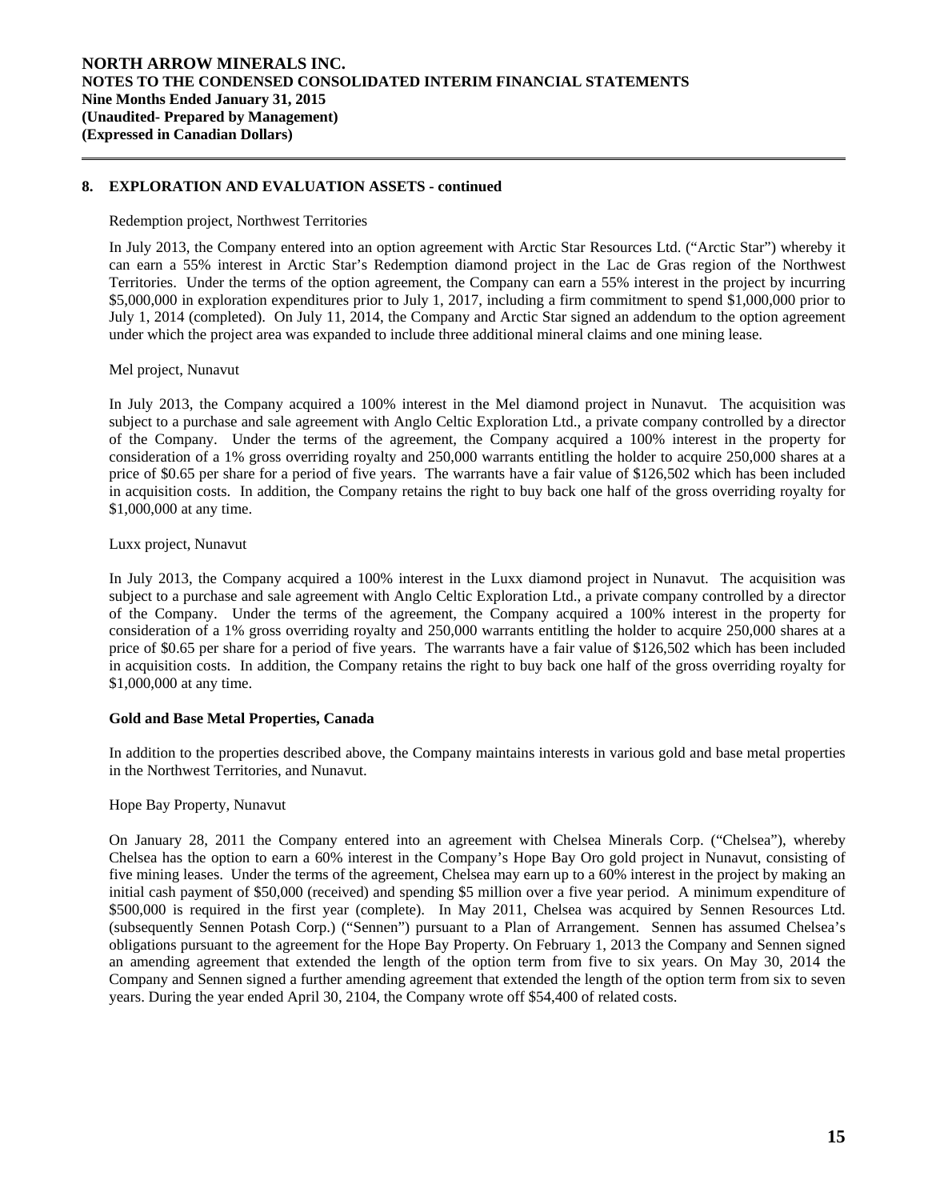## 8. EXPLORATION AND EVALUATION ASSETS - continued

Redemption project, Northwest Territories

In July 2013, the Company entered into an option agreement with Arctic Star Resources Ltd. ("Arctic Star") whereby it can earn a 55% interest in Arctic Star's Redemption diamond project in the Lac de Gras region of the Northwest Territories. Under the terms of the option agreement, the Company can earn a 55% interest in the project by incurring $5,000,000 in exploration expenditures prior to July 1, 2017, including a firm commitment to spend $1,000,000 prior to July 1, 2014 (completed). On July 11, 2014, the Company and Arctic Star signed an addendum to the option agreement under which the project area was expanded to include three additional mineral claims and one mining lease.

Mel project, Nunavut

In July 2013, the Company acquired a 100% interest in the Mel diamond project in Nunavut. The acquisition was subject to a purchase and sale agreement with Anglo Celtic Exploration Ltd., a private company controlled by a director of the Company. Under the terms of the agreement, the Company acquired a 100% interest in the property for consideration of a 1% gross overriding royalty and 250,000 warrants entitling the holder to acquire 250,000 shares at a price of $0.65 per share for a period of five years. The warrants have a fair value of $126,502 which has been included in acquisition costs. In addition, the Company retains the right to buy back one half of the gross overriding royalty for $1,000,000 at any time.

Luxx project, Nunavut

In July 2013, the Company acquired a 100% interest in the Luxx diamond project in Nunavut. The acquisition was subject to a purchase and sale agreement with Anglo Celtic Exploration Ltd., a private company controlled by a director of the Company. Under the terms of the agreement, the Company acquired a 100% interest in the property for consideration of a 1% gross overriding royalty and 250,000 warrants entitling the holder to acquire 250,000 shares at a price of $0.65 per share for a period of five years. The warrants have a fair value of $126,502 which has been included in acquisition costs. In addition, the Company retains the right to buy back one half of the gross overriding royalty for $1,000,000 at any time.

**Gold and Base Metal Properties, Canada**

In addition to the properties described above, the Company maintains interests in various gold and base metal properties in the Northwest Territories, and Nunavut.

Hope Bay Property, Nunavut

On January 28, 2011 the Company entered into an agreement with Chelsea Minerals Corp. ("Chelsea"), whereby Chelsea has the option to earn a 60% interest in the Company's Hope Bay Oro gold project in Nunavut, consisting of five mining leases. Under the terms of the agreement, Chelsea may earn up to a 60% interest in the project by making an initial cash payment of $50,000 (received) and spending $5 million over a five year period. A minimum expenditure of $500,000 is required in the first year (complete). In May 2011, Chelsea was acquired by Sennen Resources Ltd. (subsequently Sennen Potash Corp.) ("Sennen") pursuant to a Plan of Arrangement. Sennen has assumed Chelsea's obligations pursuant to the agreement for the Hope Bay Property. On February 1, 2013 the Company and Sennen signed an amending agreement that extended the length of the option term from five to six years. On May 30, 2014 the Company and Sennen signed a further amending agreement that extended the length of the option term from six to seven years. During the year ended April 30, 2104, the Company wrote off $54,400 of related costs.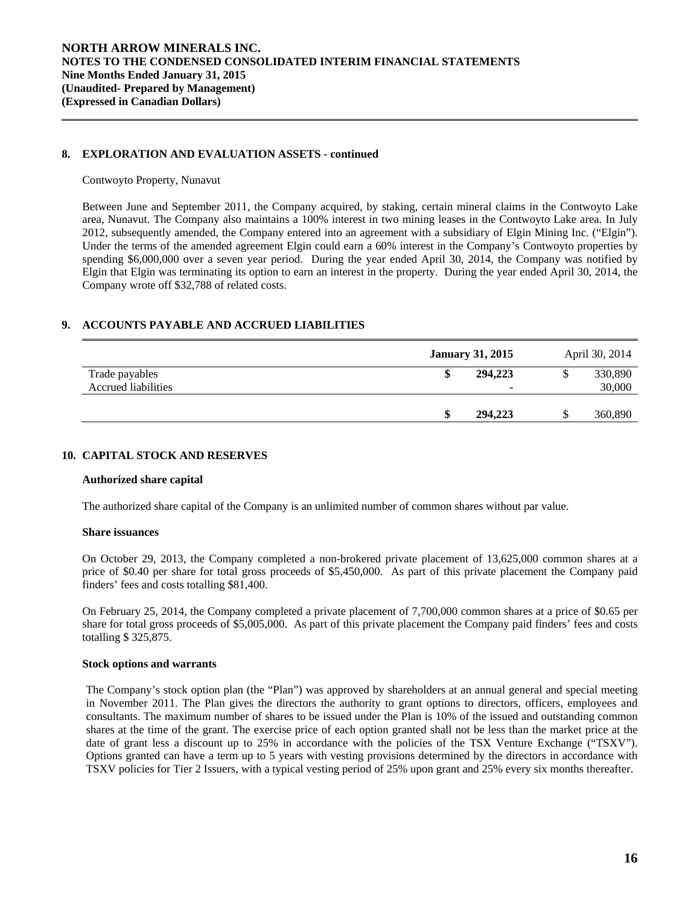## 8. EXPLORATION AND EVALUATION ASSETS - continued

Contwoyto Property, Nunavut

Between June and September 2011, the Company acquired, by staking, certain mineral claims in the Contwoyto Lake area, Nunavut. The Company also maintains a 100% interest in two mining leases in the Contwoyto Lake area. In July 2012, subsequently amended, the Company entered into an agreement with a subsidiary of Elgin Mining Inc. ("Elgin"). Under the terms of the amended agreement Elgin could earn a 60% interest in the Company's Contwoyto properties by spending $6,000,000 over a seven year period. During the year ended April 30, 2014, the Company was notified by Elgin that Elgin was terminating its option to earn an interest in the property. During the year ended April 30, 2014, the Company wrote off $32,788 of related costs.

## 9. ACCOUNTS PAYABLE AND ACCRUED LIABILITIES

| | **January 31, 2015** | April 30, 2014 |
|---|---|---|
| Trade payables | **$ 294,223** | $ 330,890 |
| Accrued liabilities | **-** | 30,000 |
| | **$ 294,223** | $ 360,890 |

## 10. CAPITAL STOCK AND RESERVES

**Authorized share capital**

The authorized share capital of the Company is an unlimited number of common shares without par value.

**Share issuances**

On October 29, 2013, the Company completed a non-brokered private placement of 13,625,000 common shares at a price of $0.40 per share for total gross proceeds of $5,450,000. As part of this private placement the Company paid finders' fees and costs totalling $81,400.

On February 25, 2014, the Company completed a private placement of 7,700,000 common shares at a price of $0.65 per share for total gross proceeds of $5,005,000. As part of this private placement the Company paid finders' fees and costs totalling $ 325,875.

**Stock options and warrants**

The Company's stock option plan (the "Plan") was approved by shareholders at an annual general and special meeting in November 2011. The Plan gives the directors the authority to grant options to directors, officers, employees and consultants. The maximum number of shares to be issued under the Plan is 10% of the issued and outstanding common shares at the time of the grant. The exercise price of each option granted shall not be less than the market price at the date of grant less a discount up to 25% in accordance with the policies of the TSX Venture Exchange ("TSXV"). Options granted can have a term up to 5 years with vesting provisions determined by the directors in accordance with TSXV policies for Tier 2 Issuers, with a typical vesting period of 25% upon grant and 25% every six months thereafter.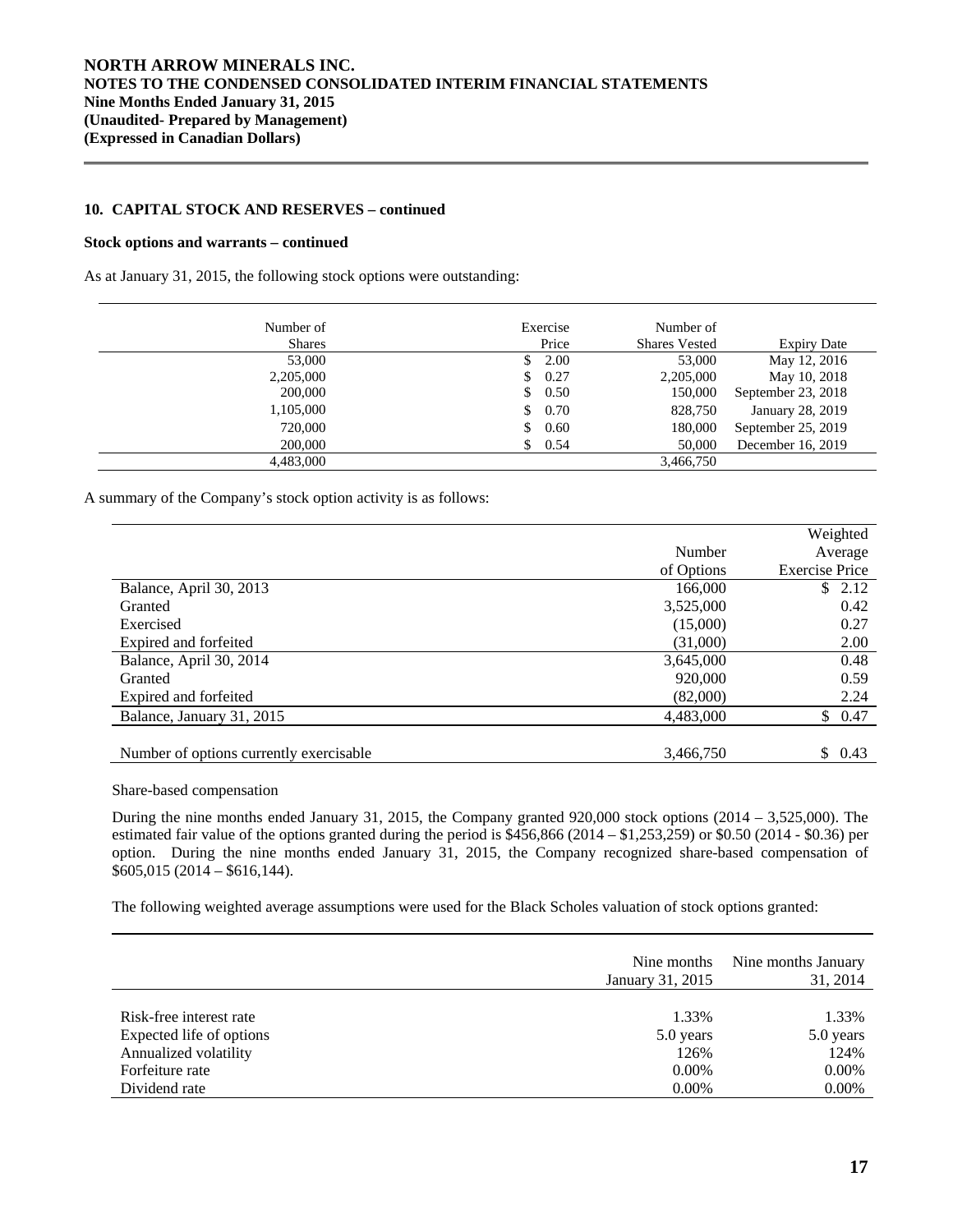## 10. CAPITAL STOCK AND RESERVES – continued

**Stock options and warrants – continued**

As at January 31, 2015, the following stock options were outstanding:

| Number of Shares | Exercise Price | Number of Shares Vested | Expiry Date |
|---|---|---|---|
| 53,000 | $ 2.00 | 53,000 | May 12, 2016 |
| 2,205,000 | $ 0.27 | 2,205,000 | May 10, 2018 |
| 200,000 | $ 0.50 | 150,000 | September 23, 2018 |
| 1,105,000 | $ 0.70 | 828,750 | January 28, 2019 |
| 720,000 | $ 0.60 | 180,000 | September 25, 2019 |
| 200,000 | $ 0.54 | 50,000 | December 16, 2019 |
| 4,483,000 | | 3,466,750 | |

A summary of the Company's stock option activity is as follows:

| | Number of Options | Weighted Average Exercise Price |
|---|---|---|
| Balance, April 30, 2013 | 166,000 | $ 2.12 |
| Granted | 3,525,000 | 0.42 |
| Exercised | (15,000) | 0.27 |
| Expired and forfeited | (31,000) | 2.00 |
| Balance, April 30, 2014 | 3,645,000 | 0.48 |
| Granted | 920,000 | 0.59 |
| Expired and forfeited | (82,000) | 2.24 |
| Balance, January 31, 2015 | 4,483,000 | $ 0.47 |
| | | |
| Number of options currently exercisable | 3,466,750 | $ 0.43 |

Share-based compensation

During the nine months ended January 31, 2015, the Company granted 920,000 stock options (2014 – 3,525,000). The estimated fair value of the options granted during the period is $456,866 (2014 – $1,253,259) or $0.50 (2014 - $0.36) per option. During the nine months ended January 31, 2015, the Company recognized share-based compensation of $605,015 (2014 – $616,144).

The following weighted average assumptions were used for the Black Scholes valuation of stock options granted:

| | Nine months January 31, 2015 | Nine months January 31, 2014 |
|---|---|---|
| Risk-free interest rate | 1.33% | 1.33% |
| Expected life of options | 5.0 years | 5.0 years |
| Annualized volatility | 126% | 124% |
| Forfeiture rate | 0.00% | 0.00% |
| Dividend rate | 0.00% | 0.00% |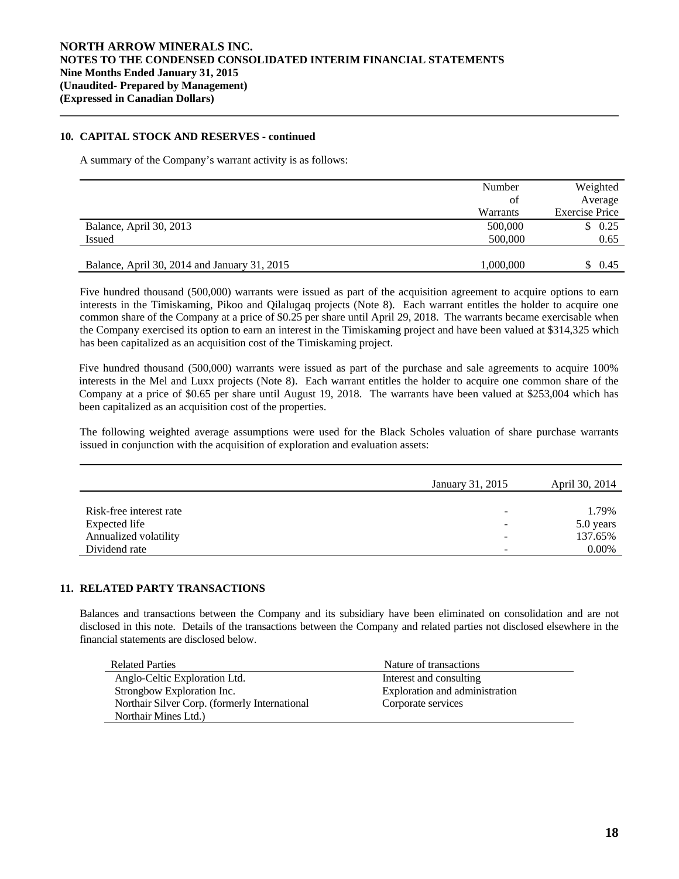## 10. CAPITAL STOCK AND RESERVES - continued

A summary of the Company's warrant activity is as follows:

| | Number of Warrants | Weighted Average Exercise Price |
|---|---|---|
| Balance, April 30, 2013 | 500,000 | $ 0.25 |
| Issued | 500,000 | 0.65 |
| Balance, April 30, 2014 and January 31, 2015 | 1,000,000 | $ 0.45 |

Five hundred thousand (500,000) warrants were issued as part of the acquisition agreement to acquire options to earn interests in the Timiskaming, Pikoo and Qilalugaq projects (Note 8). Each warrant entitles the holder to acquire one common share of the Company at a price of $0.25 per share until April 29, 2018. The warrants became exercisable when the Company exercised its option to earn an interest in the Timiskaming project and have been valued at $314,325 which has been capitalized as an acquisition cost of the Timiskaming project.

Five hundred thousand (500,000) warrants were issued as part of the purchase and sale agreements to acquire 100% interests in the Mel and Luxx projects (Note 8). Each warrant entitles the holder to acquire one common share of the Company at a price of $0.65 per share until August 19, 2018. The warrants have been valued at $253,004 which has been capitalized as an acquisition cost of the properties.

The following weighted average assumptions were used for the Black Scholes valuation of share purchase warrants issued in conjunction with the acquisition of exploration and evaluation assets:

| | January 31, 2015 | April 30, 2014 |
|---|---|---|
| Risk-free interest rate | - | 1.79% |
| Expected life | - | 5.0 years |
| Annualized volatility | - | 137.65% |
| Dividend rate | - | 0.00% |

## 11. RELATED PARTY TRANSACTIONS

Balances and transactions between the Company and its subsidiary have been eliminated on consolidation and are not disclosed in this note. Details of the transactions between the Company and related parties not disclosed elsewhere in the financial statements are disclosed below.

| Related Parties | Nature of transactions |
|---|---|
| Anglo-Celtic Exploration Ltd. | Interest and consulting |
| Strongbow Exploration Inc. | Exploration and administration |
| Northair Silver Corp. (formerly International Northair Mines Ltd.) | Corporate services |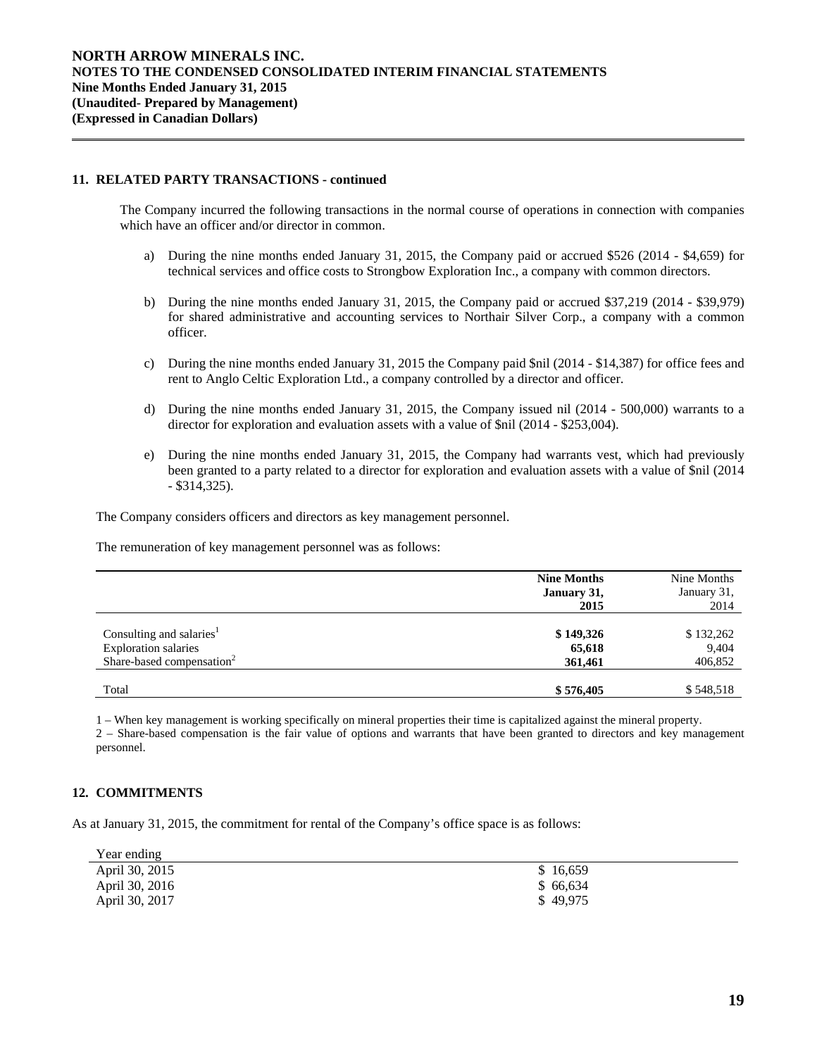## 11. RELATED PARTY TRANSACTIONS - continued

The Company incurred the following transactions in the normal course of operations in connection with companies which have an officer and/or director in common.

a) During the nine months ended January 31, 2015, the Company paid or accrued $526 (2014 - $4,659) for technical services and office costs to Strongbow Exploration Inc., a company with common directors.

b) During the nine months ended January 31, 2015, the Company paid or accrued $37,219 (2014 - $39,979) for shared administrative and accounting services to Northair Silver Corp., a company with a common officer.

c) During the nine months ended January 31, 2015 the Company paid $nil (2014 - $14,387) for office fees and rent to Anglo Celtic Exploration Ltd., a company controlled by a director and officer.

d) During the nine months ended January 31, 2015, the Company issued nil (2014 - 500,000) warrants to a director for exploration and evaluation assets with a value of $nil (2014 - $253,004).

e) During the nine months ended January 31, 2015, the Company had warrants vest, which had previously been granted to a party related to a director for exploration and evaluation assets with a value of $nil (2014 - $314,325).

The Company considers officers and directors as key management personnel.

The remuneration of key management personnel was as follows:

| | **Nine Months January 31, 2015** | Nine Months January 31, 2014 |
|---|---|---|
| Consulting and salaries[1] | **$ 149,326** | $ 132,262 |
| Exploration salaries | **65,618** | 9,404 |
| Share-based compensation[2] | **361,461** | 406,852 |
| Total | **$ 576,405** | $ 548,518 |

1 – When key management is working specifically on mineral properties their time is capitalized against the mineral property.
2 – Share-based compensation is the fair value of options and warrants that have been granted to directors and key management personnel.

## 12. COMMITMENTS

As at January 31, 2015, the commitment for rental of the Company's office space is as follows:

| Year ending | |
|---|---|
| April 30, 2015 | $ 16,659 |
| April 30, 2016 | $ 66,634 |
| April 30, 2017 | $ 49,975 |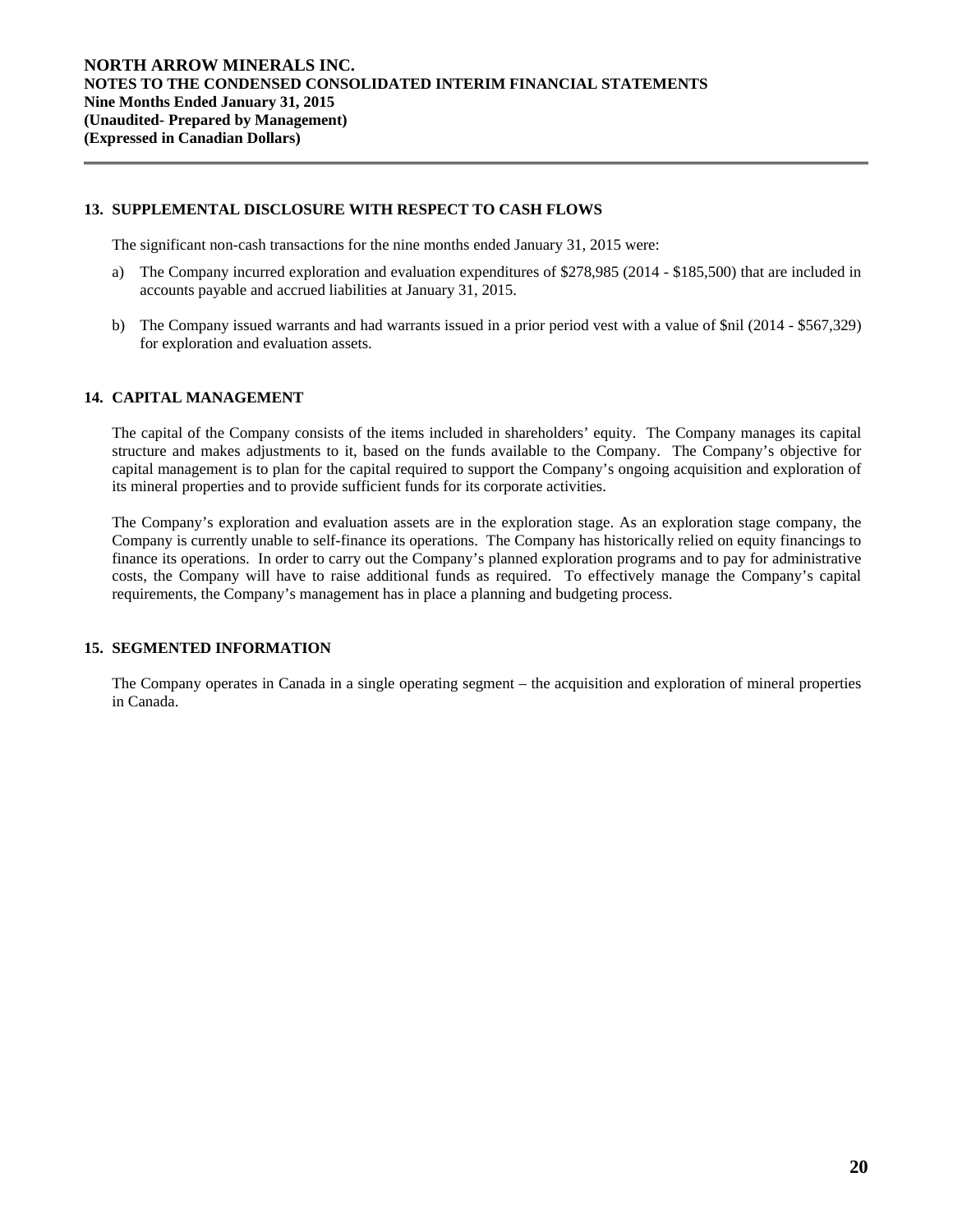## 13. SUPPLEMENTAL DISCLOSURE WITH RESPECT TO CASH FLOWS

The significant non-cash transactions for the nine months ended January 31, 2015 were:

a) The Company incurred exploration and evaluation expenditures of $278,985 (2014 - $185,500) that are included in accounts payable and accrued liabilities at January 31, 2015.

b) The Company issued warrants and had warrants issued in a prior period vest with a value of $nil (2014 - $567,329) for exploration and evaluation assets.

## 14. CAPITAL MANAGEMENT

The capital of the Company consists of the items included in shareholders' equity. The Company manages its capital structure and makes adjustments to it, based on the funds available to the Company. The Company's objective for capital management is to plan for the capital required to support the Company's ongoing acquisition and exploration of its mineral properties and to provide sufficient funds for its corporate activities.

The Company's exploration and evaluation assets are in the exploration stage. As an exploration stage company, the Company is currently unable to self-finance its operations. The Company has historically relied on equity financings to finance its operations. In order to carry out the Company's planned exploration programs and to pay for administrative costs, the Company will have to raise additional funds as required. To effectively manage the Company's capital requirements, the Company's management has in place a planning and budgeting process.

## 15. SEGMENTED INFORMATION

The Company operates in Canada in a single operating segment – the acquisition and exploration of mineral properties in Canada.